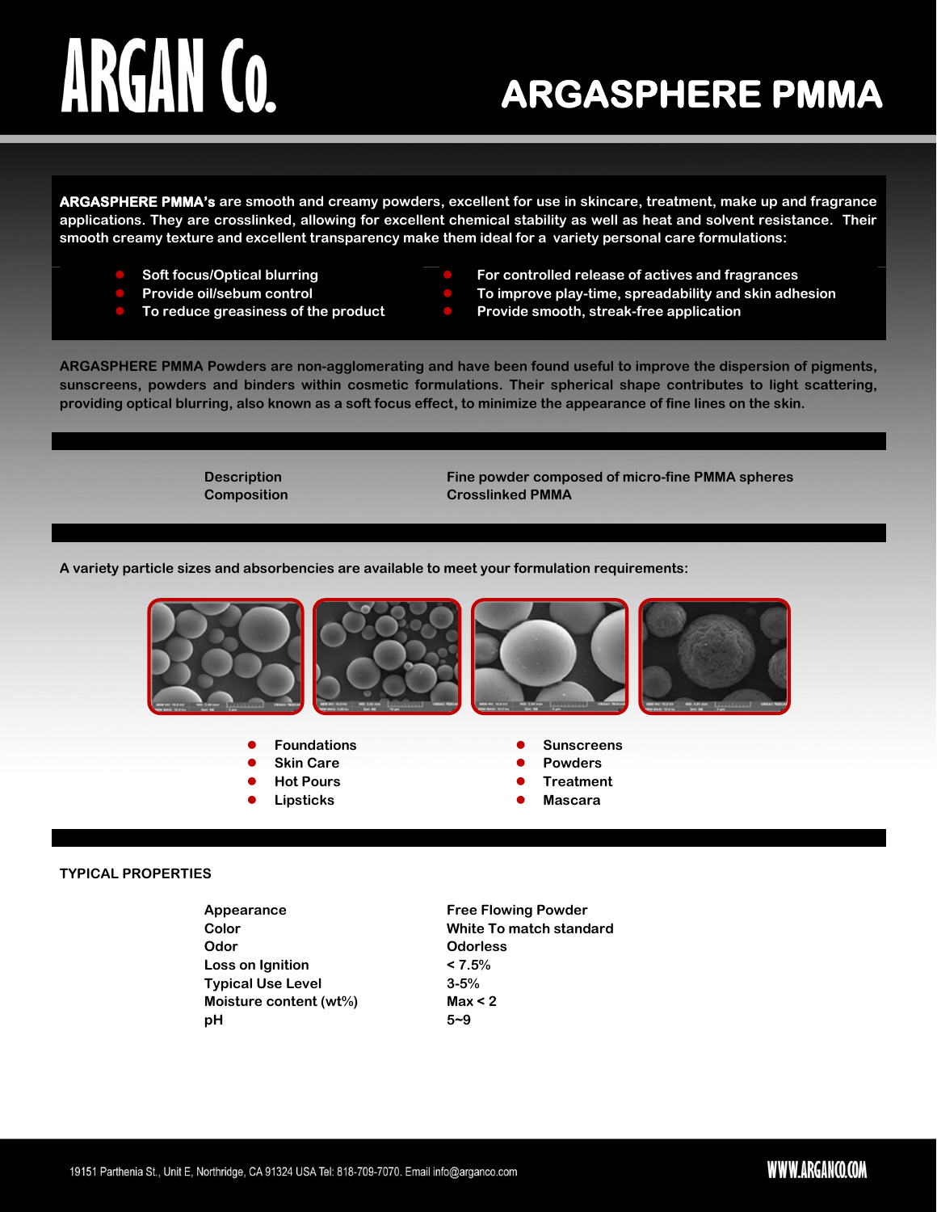# ARGAN Co.

# ARGASPHERE PMMA

**ARGASPHERE PMMA's** are smooth and creamy powders, excellent for use in skincare, treatment, make up and fragrance applications. They are crosslinked, allowing for excellent chemical stability as well as heat and solvent resistance. Their smooth creamy texture and excellent transparency make them ideal for a variety personal care formulations:

- Soft focus/Optical blurring
- Provide oil/sebum control
- To reduce greasiness of the product
- For controlled release of actives and fragrances
- To improve play-time, spreadability and skin adhesion
- Provide smooth, streak-free application

ARGASPHERE PMMA Powders are non-agglomerating and have been found useful to improve the dispersion of pigments, sunscreens, powders and binders within cosmetic formulations. Their spherical shape contributes to light scattering, providing optical blurring, also known as a soft focus effect, to minimize the appearance of fine lines on the skin.

| | |
|---|---|
| Description | Fine powder composed of micro-fine PMMA spheres |
| Composition | Crosslinked PMMA |

A variety particle sizes and absorbencies are available to meet your formulation requirements:

- Foundations
- Skin Care
- Hot Pours
- Lipsticks
- Sunscreens
- Powders
- Treatment
- Mascara

## TYPICAL PROPERTIES

| | |
|---|---|
| Appearance | Free Flowing Powder |
| Color | White To match standard |
| Odor | Odorless |
| Loss on Ignition | < 7.5% |
| Typical Use Level | 3-5% |
| Moisture content (wt%) | Max < 2 |
| pH | 5~9 |

19151 Parthenia St., Unit E, Northridge, CA 91324 USA Tel: 818-709-7070. Email info@arganco.com

WWW.ARGANCO.COM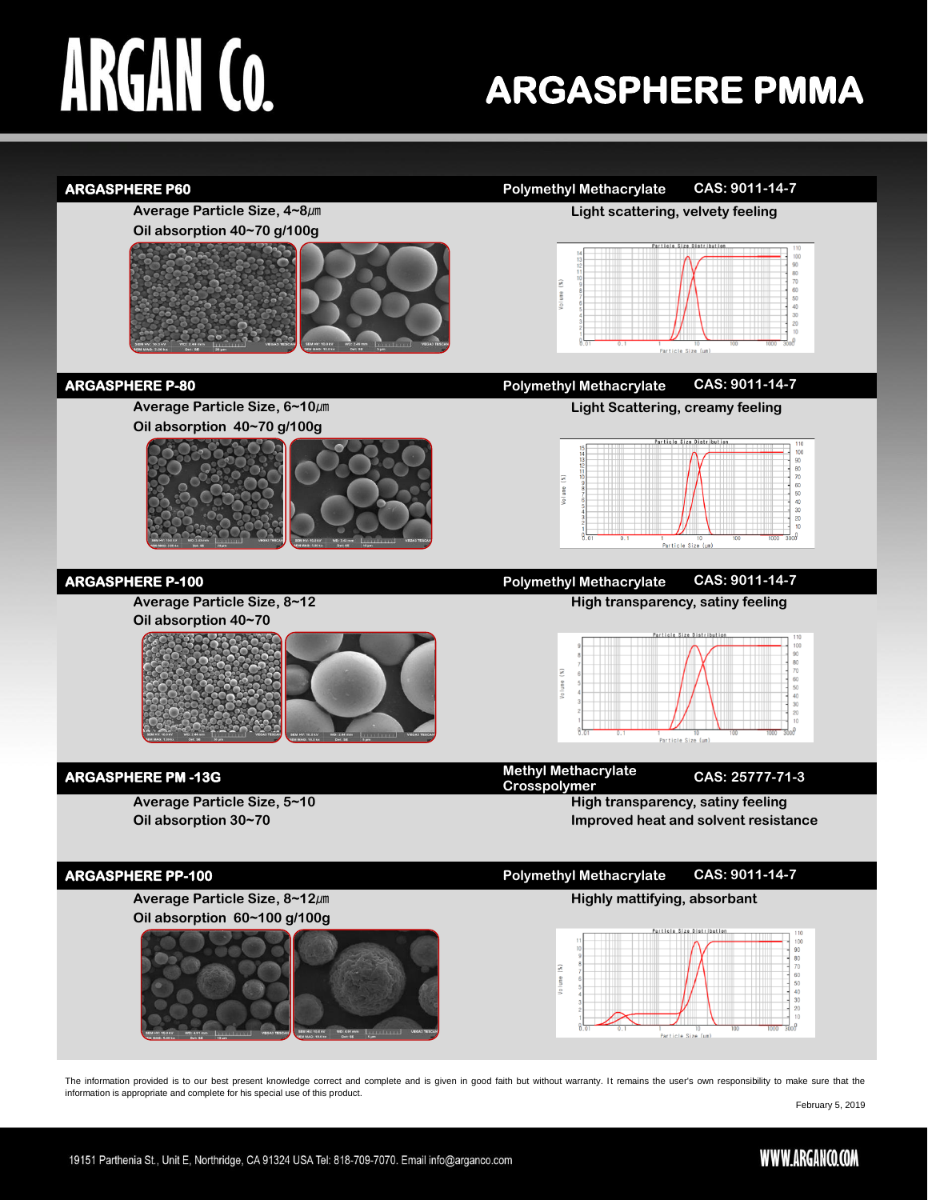# ARGAN Co.

# ARGASPHERE PMMA

## ARGASPHERE P60

Polymethyl Methacrylate CAS: 9011-14-7

Average Particle Size, 4~8㎛

Oil absorption 40~70 g/100g

Light scattering, velvety feeling

Particle Size Distribution

Volume (%)

Particle Size (μm)

## ARGASPHERE P-80

Polymethyl Methacrylate CAS: 9011-14-7

Average Particle Size, 6~10㎛

Oil absorption 40~70 g/100g

Light Scattering, creamy feeling

Particle Size Distribution

Volume (%)

Particle Size (μm)

## ARGASPHERE P-100

Polymethyl Methacrylate CAS: 9011-14-7

Average Particle Size, 8~12

Oil absorption 40~70

High transparency, satiny feeling

Particle Size Distribution

Volume (%)

Particle Size (μm)

## ARGASPHERE PM -13G

Methyl Methacrylate Crosspolymer CAS: 25777-71-3

Average Particle Size, 5~10

Oil absorption 30~70

High transparency, satiny feeling

Improved heat and solvent resistance

## ARGASPHERE PP-100

Polymethyl Methacrylate CAS: 9011-14-7

Average Particle Size, 8~12㎛

Oil absorption 60~100 g/100g

Highly mattifying, absorbant

Particle Size Distribution

Volume (%)

Particle Size (μm)

The information provided is to our best present knowledge correct and complete and is given in good faith but without warranty. It remains the user's own responsibility to make sure that the information is appropriate and complete for his special use of this product.

February 5, 2019

19151 Parthenia St., Unit E, Northridge, CA 91324 USA Tel: 818-709-7070. Email info@arganco.com

WWW.ARGANCO.COM